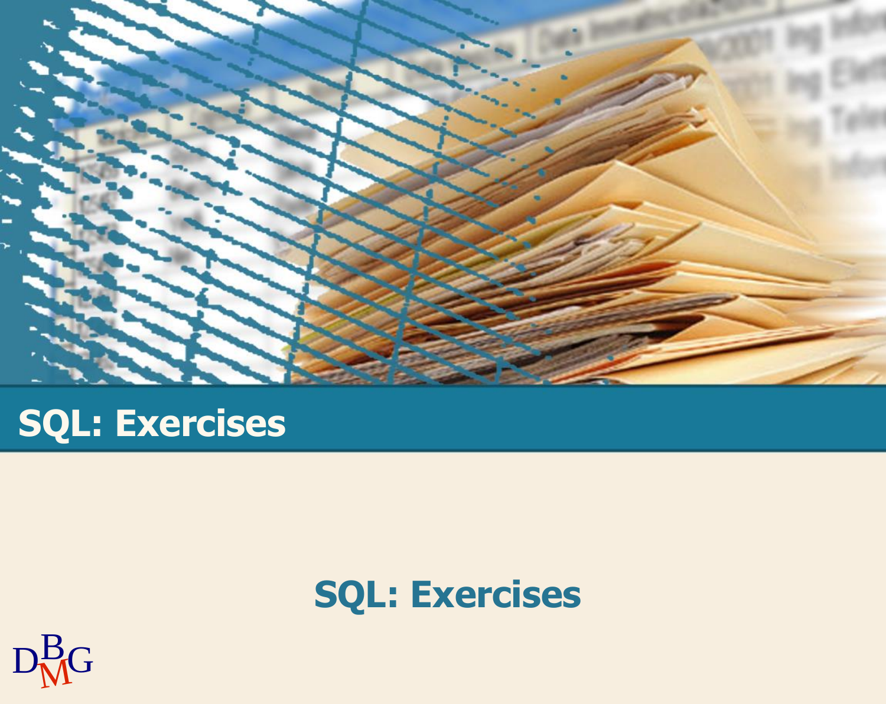# SQL: Exercises

## SQL: Exercises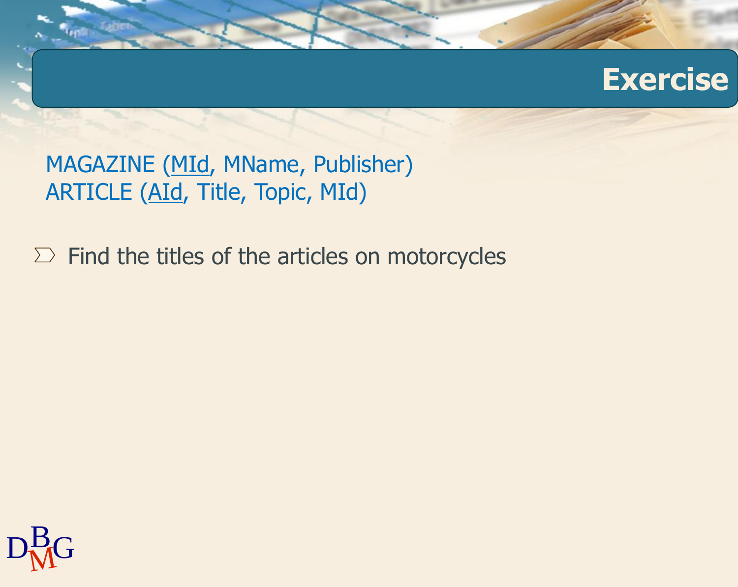# Exercise

MAGAZINE (<u>MId</u>, MName, Publisher)
ARTICLE (<u>AId</u>, Title, Topic, MId)

- Find the titles of the articles on motorcycles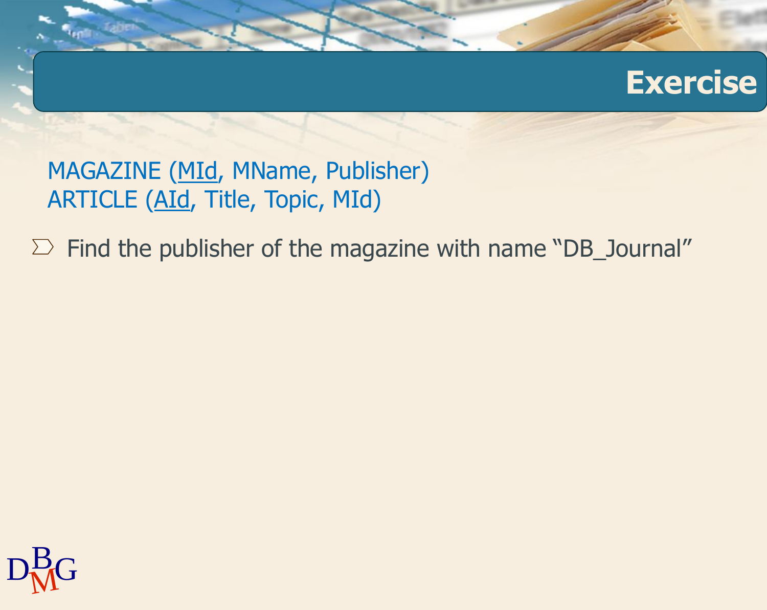# Exercise

MAGAZINE (<u>MId</u>, MName, Publisher)
ARTICLE (<u>AId</u>, Title, Topic, MId)

- Find the publisher of the magazine with name “DB_Journal”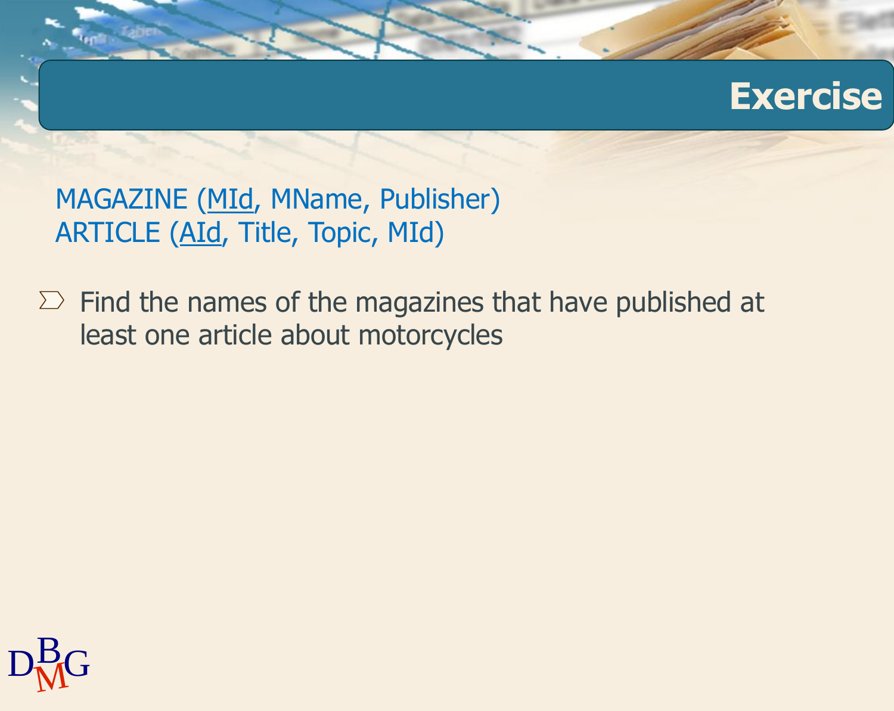## Exercise

MAGAZINE (<u>MId</u>, MName, Publisher)
ARTICLE (<u>AId</u>, Title, Topic, MId)

- Find the names of the magazines that have published at least one article about motorcycles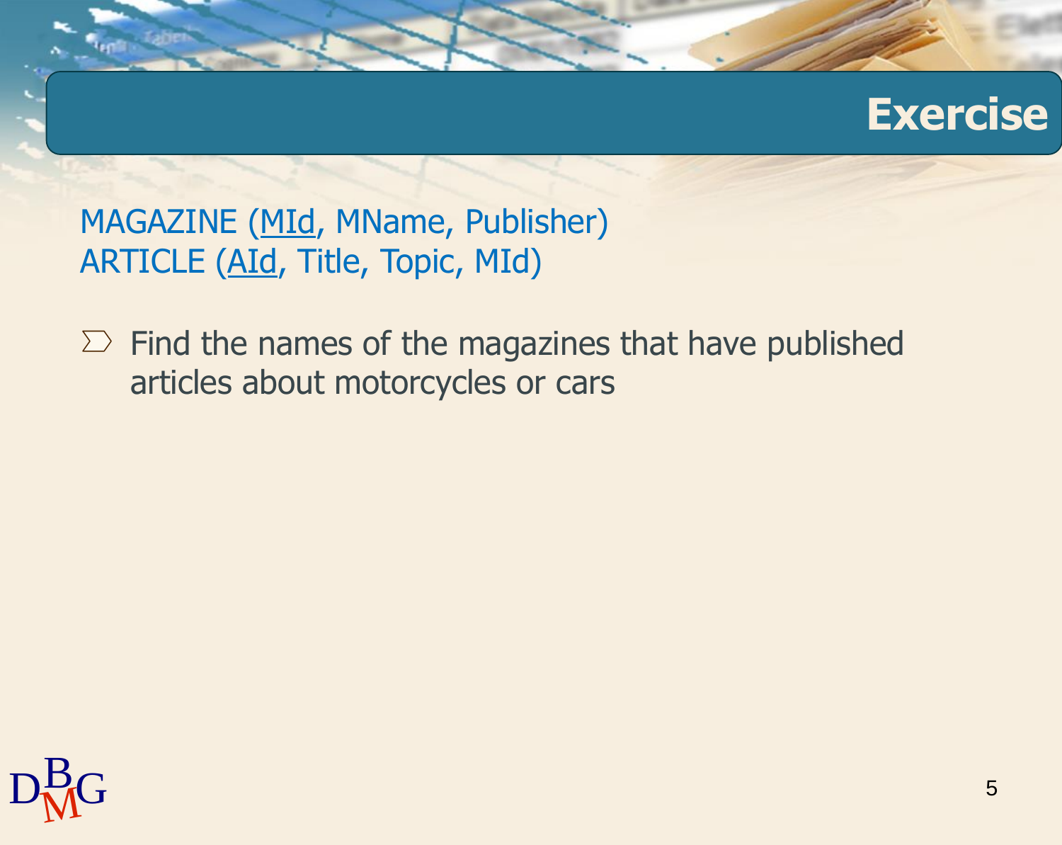# Exercise

MAGAZINE (<u>MId</u>, MName, Publisher)
ARTICLE (<u>AId</u>, Title, Topic, MId)

- Find the names of the magazines that have published articles about motorcycles or cars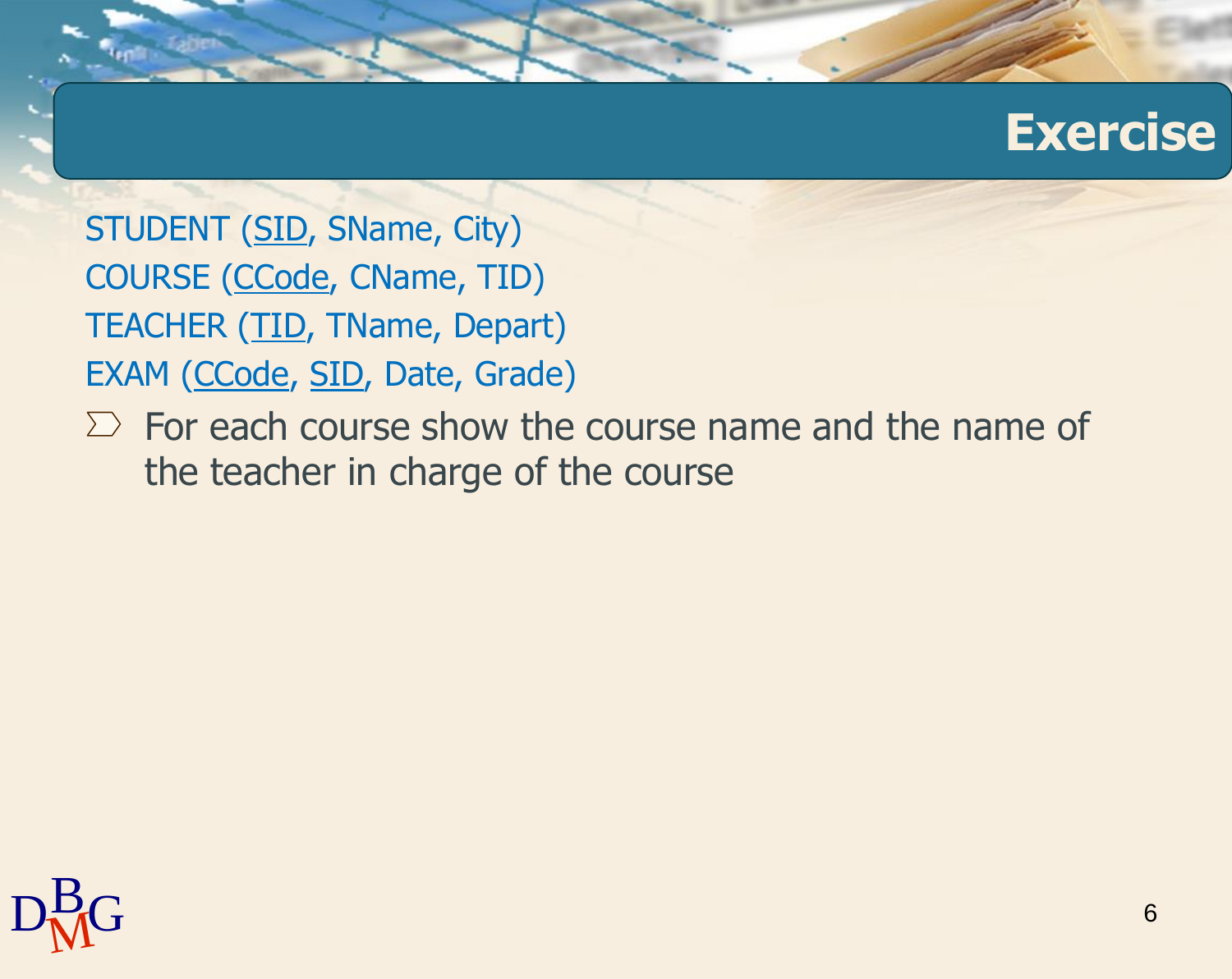# Exercise

STUDENT (<u>SID</u>, SName, City)
COURSE (<u>CCode</u>, CName, TID)
TEACHER (<u>TID</u>, TName, Depart)
EXAM (<u>CCode</u>, <u>SID</u>, Date, Grade)

- For each course show the course name and the name of the teacher in charge of the course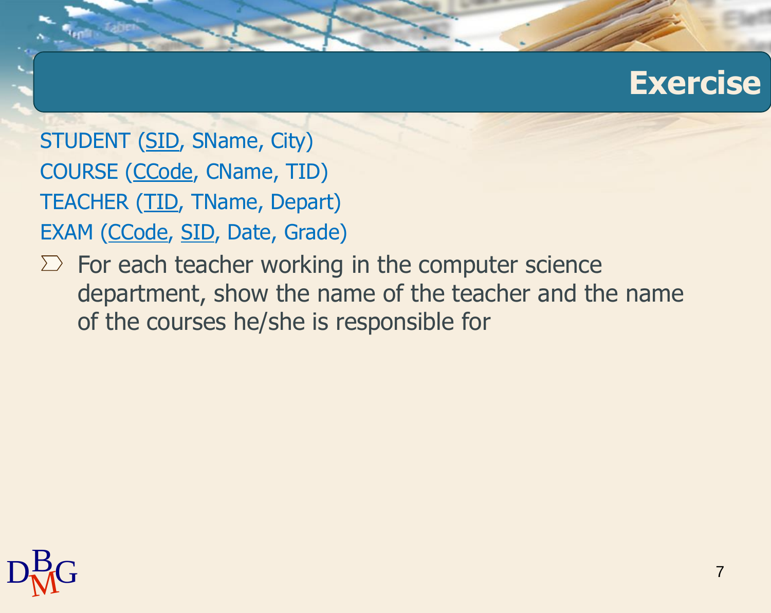# Exercise

STUDENT (<u>SID</u>, SName, City)
COURSE (<u>CCode</u>, CName, TID)
TEACHER (<u>TID</u>, TName, Depart)
EXAM (<u>CCode</u>, <u>SID</u>, Date, Grade)

- For each teacher working in the computer science department, show the name of the teacher and the name of the courses he/she is responsible for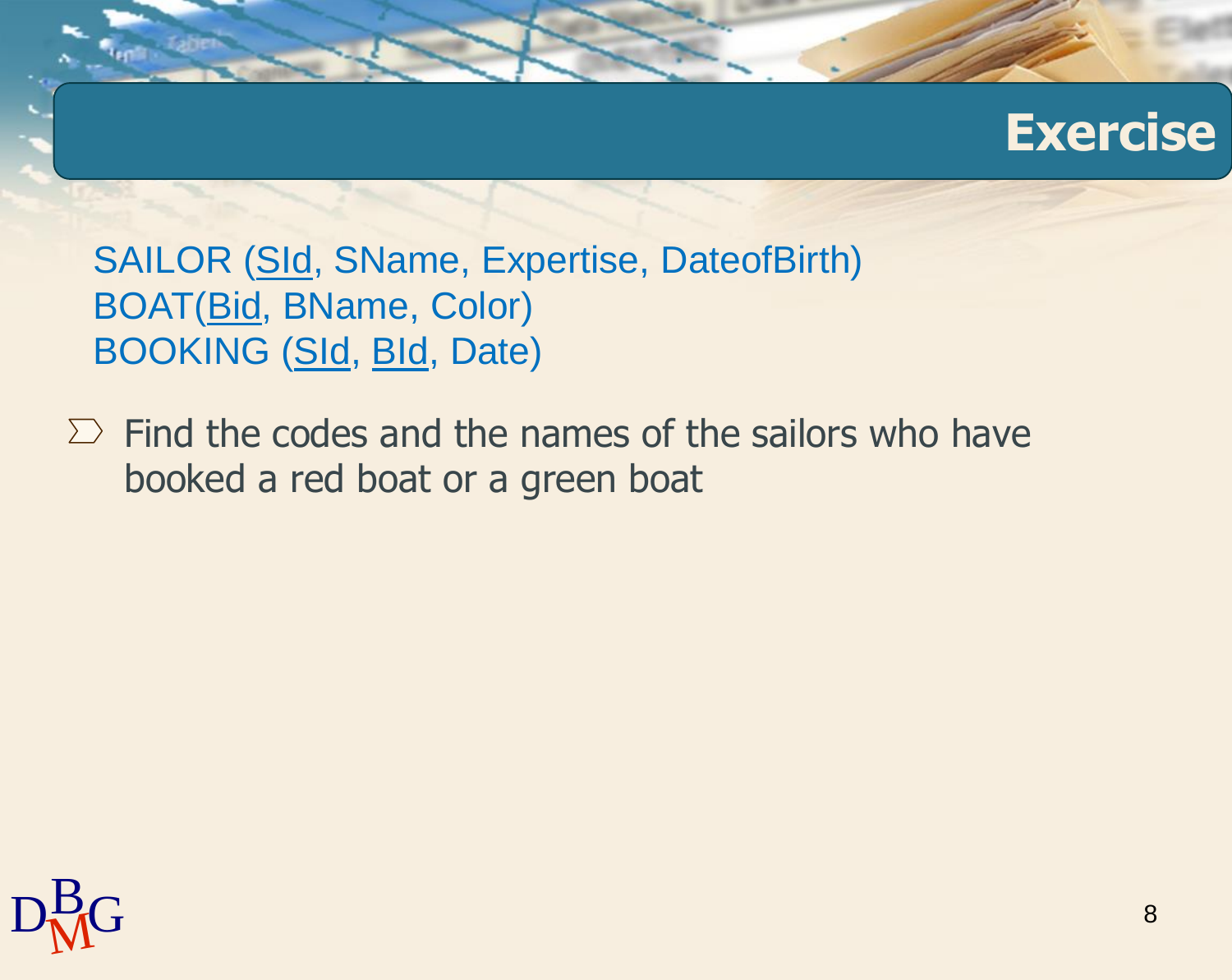# Exercise

SAILOR (<u>SId</u>, SName, Expertise, DateofBirth)
BOAT(<u>Bid</u>, BName, Color)
BOOKING (<u>SId</u>, <u>BId</u>, Date)

- Find the codes and the names of the sailors who have booked a red boat or a green boat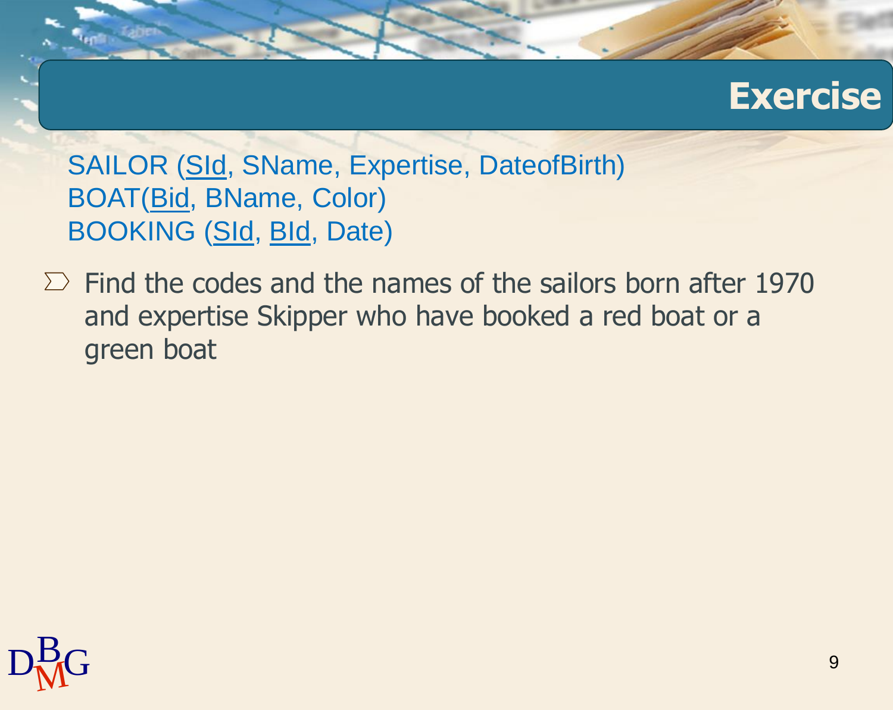# Exercise

SAILOR (<u>SId</u>, SName, Expertise, DateofBirth)
BOAT(<u>Bid</u>, BName, Color)
BOOKING (<u>SId</u>, <u>BId</u>, Date)

- Find the codes and the names of the sailors born after 1970 and expertise Skipper who have booked a red boat or a green boat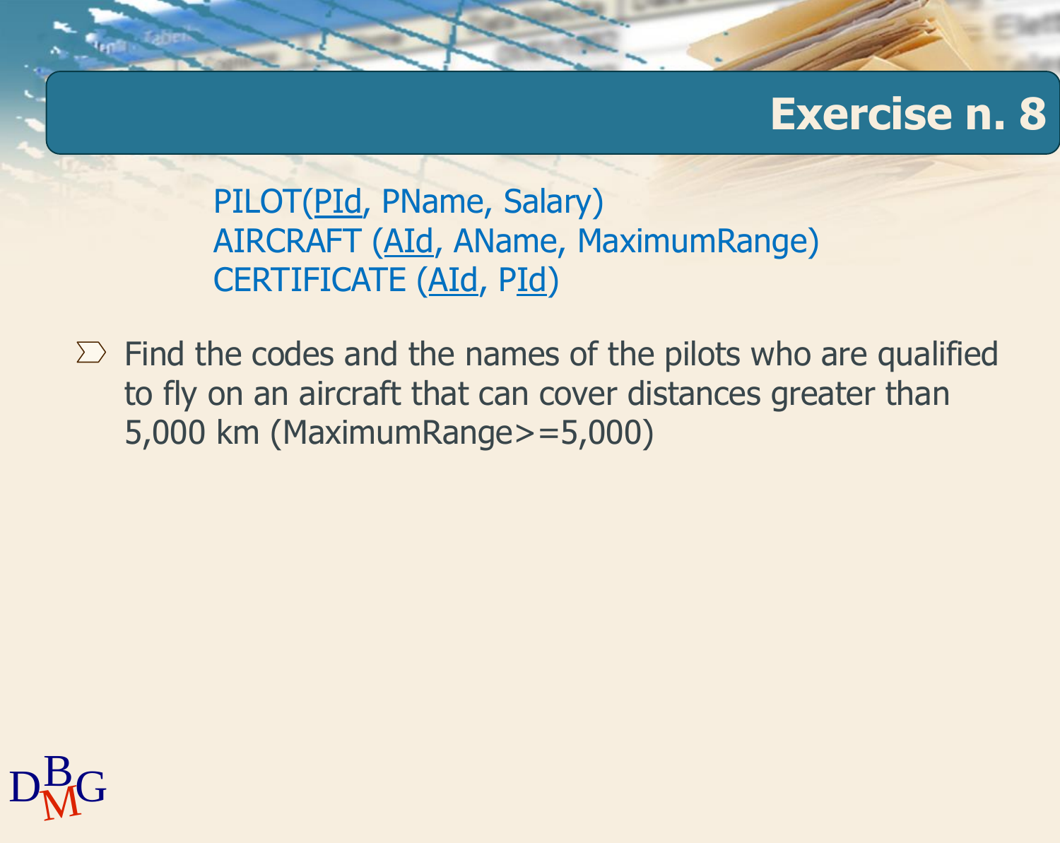# Exercise n. 8

PILOT(PId, PName, Salary)
AIRCRAFT (AId, AName, MaximumRange)
CERTIFICATE (AId, PId)

- Find the codes and the names of the pilots who are qualified to fly on an aircraft that can cover distances greater than 5,000 km (MaximumRange>=5,000)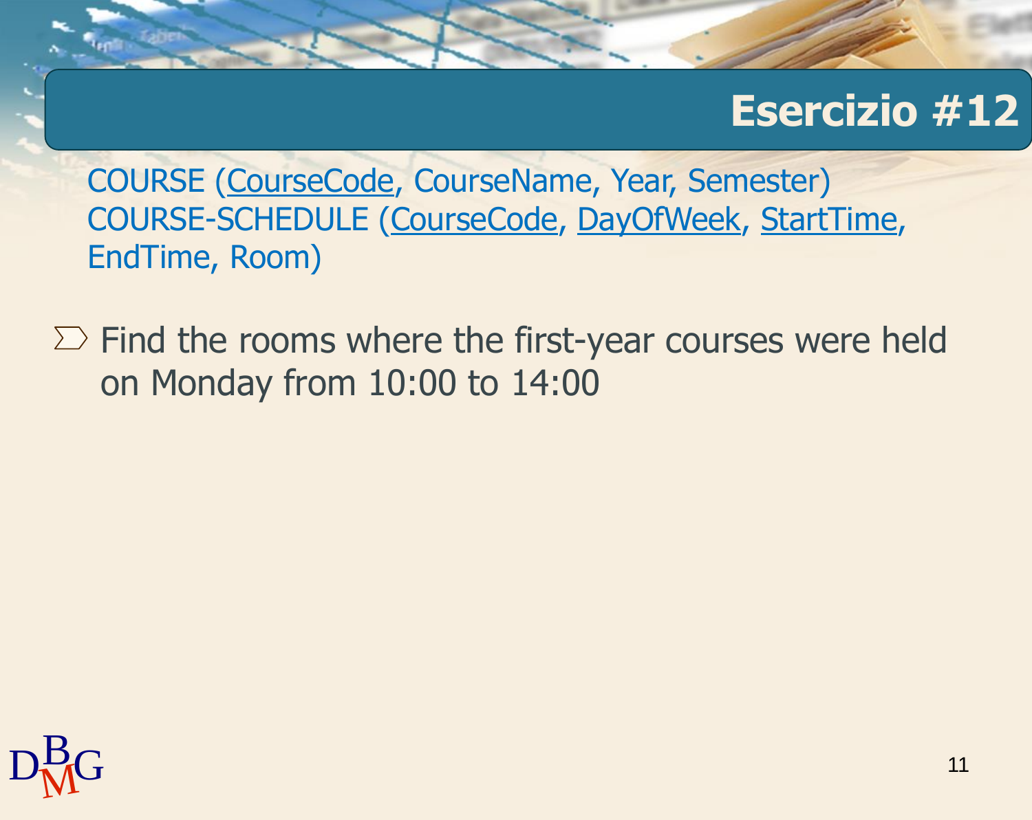# Esercizio #12

COURSE (<u>CourseCode</u>, CourseName, Year, Semester)
COURSE-SCHEDULE (<u>CourseCode</u>, <u>DayOfWeek</u>, <u>StartTime</u>, EndTime, Room)

- Find the rooms where the first-year courses were held on Monday from 10:00 to 14:00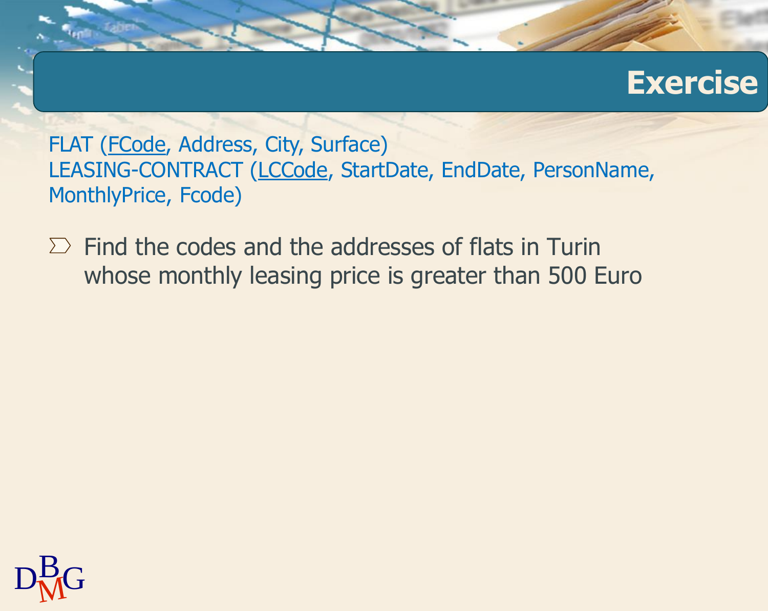# Exercise

FLAT (<u>FCode</u>, Address, City, Surface)
LEASING-CONTRACT (<u>LCCode</u>, StartDate, EndDate, PersonName, MonthlyPrice, Fcode)

- Find the codes and the addresses of flats in Turin whose monthly leasing price is greater than 500 Euro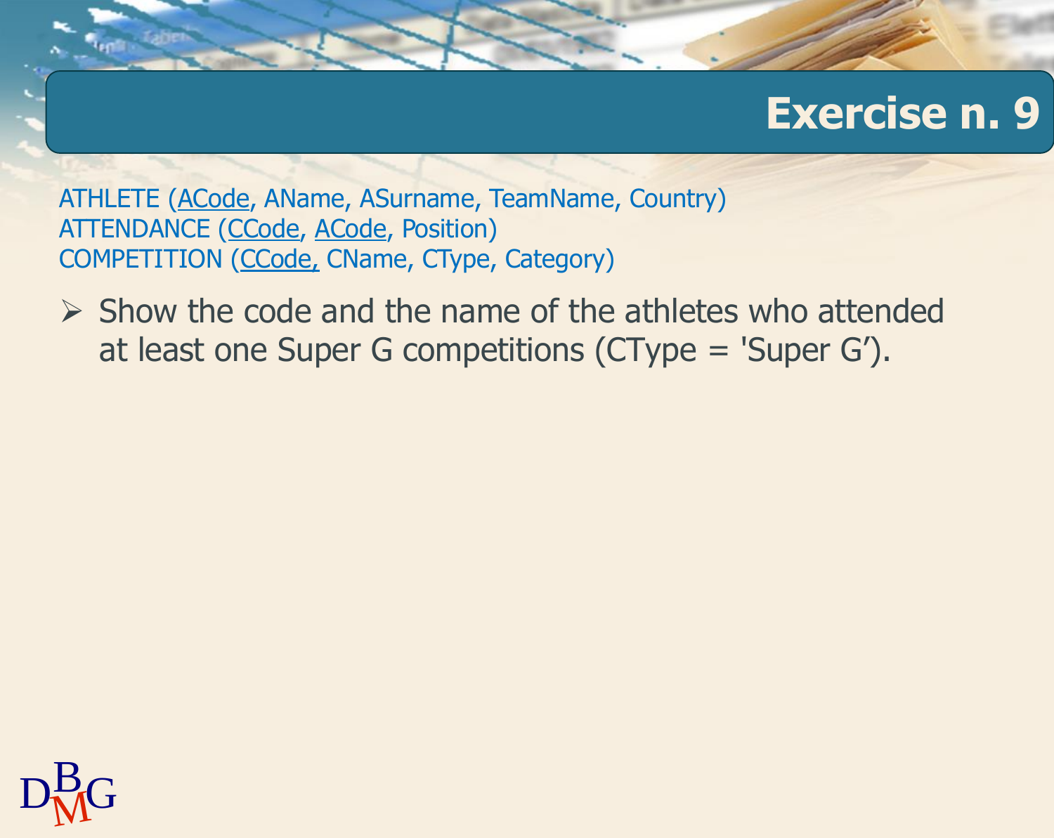# Exercise n. 9

ATHLETE (<u>ACode</u>, AName, ASurname, TeamName, Country)
ATTENDANCE (<u>CCode</u>, <u>ACode</u>, Position)
COMPETITION (<u>CCode,</u> CName, CType, Category)

- Show the code and the name of the athletes who attended at least one Super G competitions (CType = 'Super G’).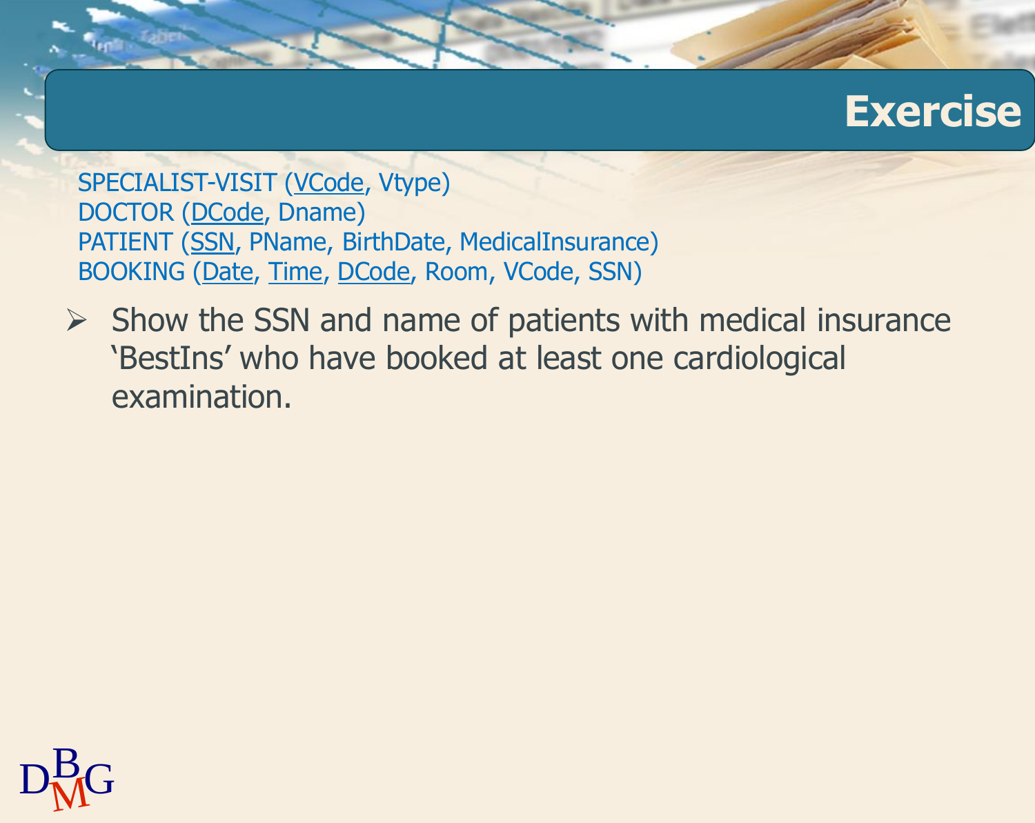# Exercise

SPECIALIST-VISIT (VCode, Vtype)
DOCTOR (DCode, Dname)
PATIENT (SSN, PName, BirthDate, MedicalInsurance)
BOOKING (Date, Time, DCode, Room, VCode, SSN)

- Show the SSN and name of patients with medical insurance 'BestIns' who have booked at least one cardiological examination.